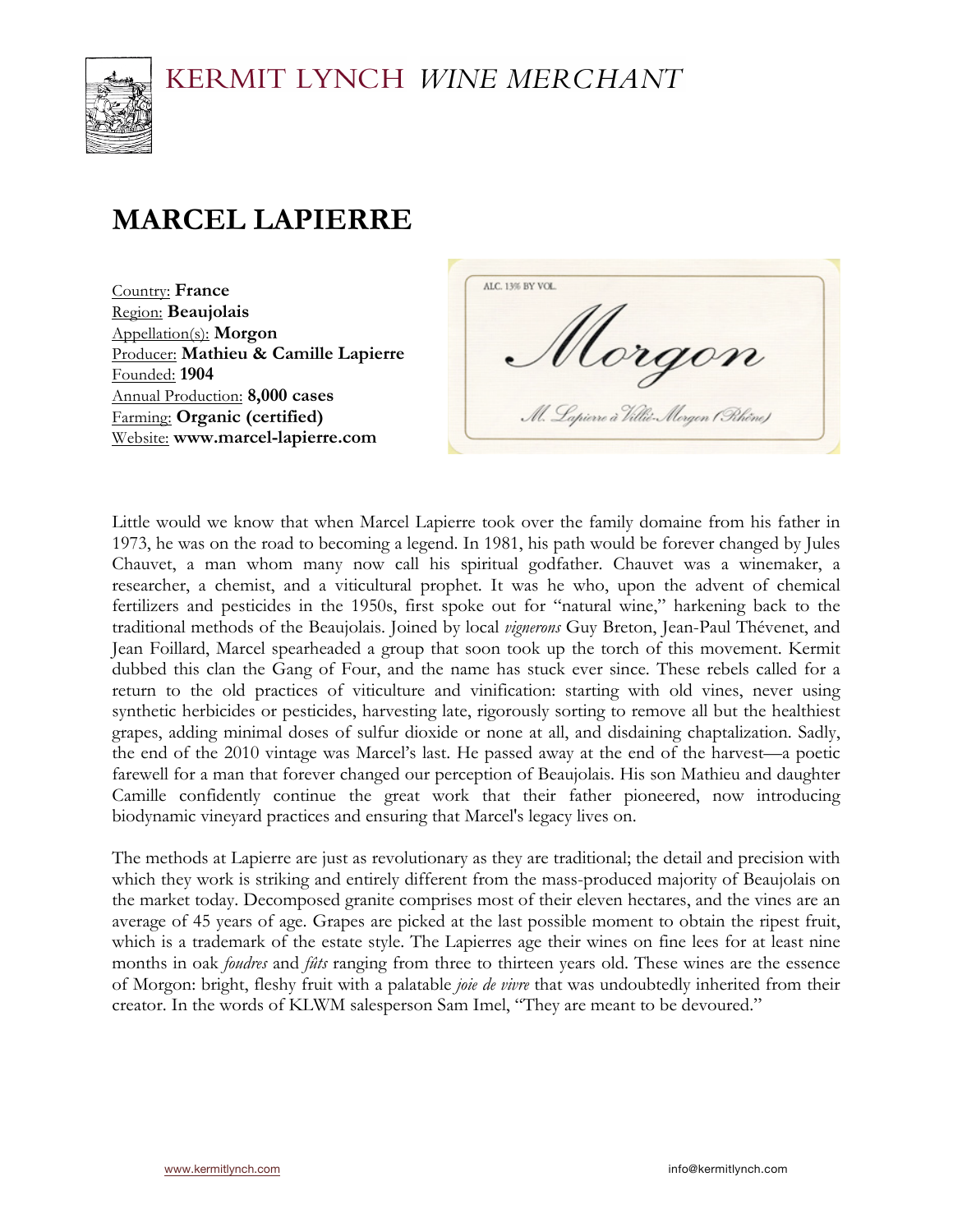# KERMIT LYNCH *WINE MERCHANT*

## MARCEL LAPIERRE

Country: **France**
Region: **Beaujolais**
Appellation(s): **Morgon**
Producer: **Mathieu & Camille Lapierre**
Founded: **1904**
Annual Production: **8,000 cases**
Farming: **Organic (certified)**
Website: **www.marcel-lapierre.com**

Little would we know that when Marcel Lapierre took over the family domaine from his father in 1973, he was on the road to becoming a legend. In 1981, his path would be forever changed by Jules Chauvet, a man whom many now call his spiritual godfather. Chauvet was a winemaker, a researcher, a chemist, and a viticultural prophet. It was he who, upon the advent of chemical fertilizers and pesticides in the 1950s, first spoke out for "natural wine," harkening back to the traditional methods of the Beaujolais. Joined by local *vignerons* Guy Breton, Jean-Paul Thévenet, and Jean Foillard, Marcel spearheaded a group that soon took up the torch of this movement. Kermit dubbed this clan the Gang of Four, and the name has stuck ever since. These rebels called for a return to the old practices of viticulture and vinification: starting with old vines, never using synthetic herbicides or pesticides, harvesting late, rigorously sorting to remove all but the healthiest grapes, adding minimal doses of sulfur dioxide or none at all, and disdaining chaptalization. Sadly, the end of the 2010 vintage was Marcel's last. He passed away at the end of the harvest—a poetic farewell for a man that forever changed our perception of Beaujolais. His son Mathieu and daughter Camille confidently continue the great work that their father pioneered, now introducing biodynamic vineyard practices and ensuring that Marcel's legacy lives on.

The methods at Lapierre are just as revolutionary as they are traditional; the detail and precision with which they work is striking and entirely different from the mass-produced majority of Beaujolais on the market today. Decomposed granite comprises most of their eleven hectares, and the vines are an average of 45 years of age. Grapes are picked at the last possible moment to obtain the ripest fruit, which is a trademark of the estate style. The Lapierres age their wines on fine lees for at least nine months in oak *foudres* and *fûts* ranging from three to thirteen years old. These wines are the essence of Morgon: bright, fleshy fruit with a palatable *joie de vivre* that was undoubtedly inherited from their creator. In the words of KLWM salesperson Sam Imel, "They are meant to be devoured."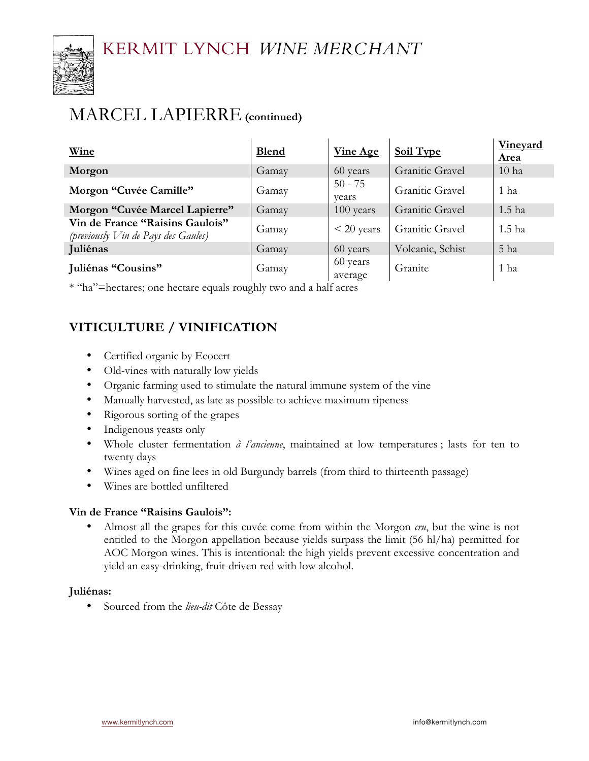# MARCEL LAPIERRE **(continued)**

| Wine | Blend | Vine Age | Soil Type | Vineyard Area |
|---|---|---|---|---|
| **Morgon** | Gamay | 60 years | Granitic Gravel | 10 ha |
| **Morgon "Cuvée Camille"** | Gamay | 50 - 75 years | Granitic Gravel | 1 ha |
| **Morgon "Cuvée Marcel Lapierre"** | Gamay | 100 years | Granitic Gravel | 1.5 ha |
| **Vin de France "Raisins Gaulois"** *(previously Vin de Pays des Gaules)* | Gamay | < 20 years | Granitic Gravel | 1.5 ha |
| **Juliénas** | Gamay | 60 years | Volcanic, Schist | 5 ha |
| **Juliénas "Cousins"** | Gamay | 60 years average | Granite | 1 ha |

* "ha"=hectares; one hectare equals roughly two and a half acres

## VITICULTURE / VINIFICATION

- Certified organic by Ecocert
- Old-vines with naturally low yields
- Organic farming used to stimulate the natural immune system of the vine
- Manually harvested, as late as possible to achieve maximum ripeness
- Rigorous sorting of the grapes
- Indigenous yeasts only
- Whole cluster fermentation *à l'ancienne*, maintained at low temperatures ; lasts for ten to twenty days
- Wines aged on fine lees in old Burgundy barrels (from third to thirteenth passage)
- Wines are bottled unfiltered

**Vin de France "Raisins Gaulois":**

- Almost all the grapes for this cuvée come from within the Morgon *cru*, but the wine is not entitled to the Morgon appellation because yields surpass the limit (56 hl/ha) permitted for AOC Morgon wines. This is intentional: the high yields prevent excessive concentration and yield an easy-drinking, fruit-driven red with low alcohol.

**Juliénas:**

- Sourced from the *lieu-dit* Côte de Bessay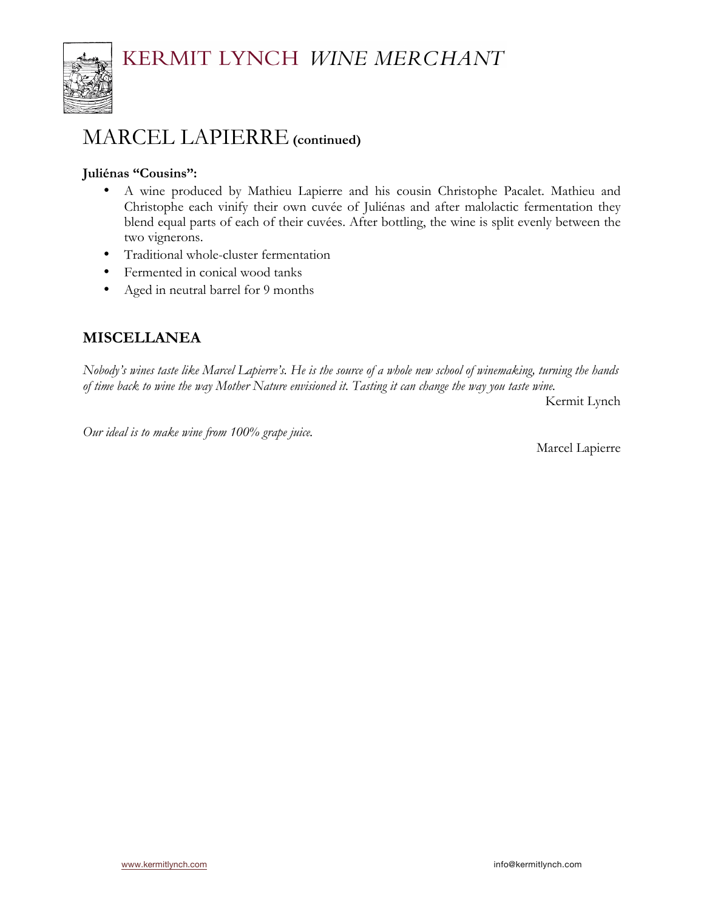# MARCEL LAPIERRE **(continued)**

**Juliénas "Cousins":**

- A wine produced by Mathieu Lapierre and his cousin Christophe Pacalet. Mathieu and Christophe each vinify their own cuvée of Juliénas and after malolactic fermentation they blend equal parts of each of their cuvées. After bottling, the wine is split evenly between the two vignerons.
- Traditional whole-cluster fermentation
- Fermented in conical wood tanks
- Aged in neutral barrel for 9 months

## MISCELLANEA

*Nobody's wines taste like Marcel Lapierre's. He is the source of a whole new school of winemaking, turning the hands of time back to wine the way Mother Nature envisioned it. Tasting it can change the way you taste wine.*

Kermit Lynch

*Our ideal is to make wine from 100% grape juice.*

Marcel Lapierre